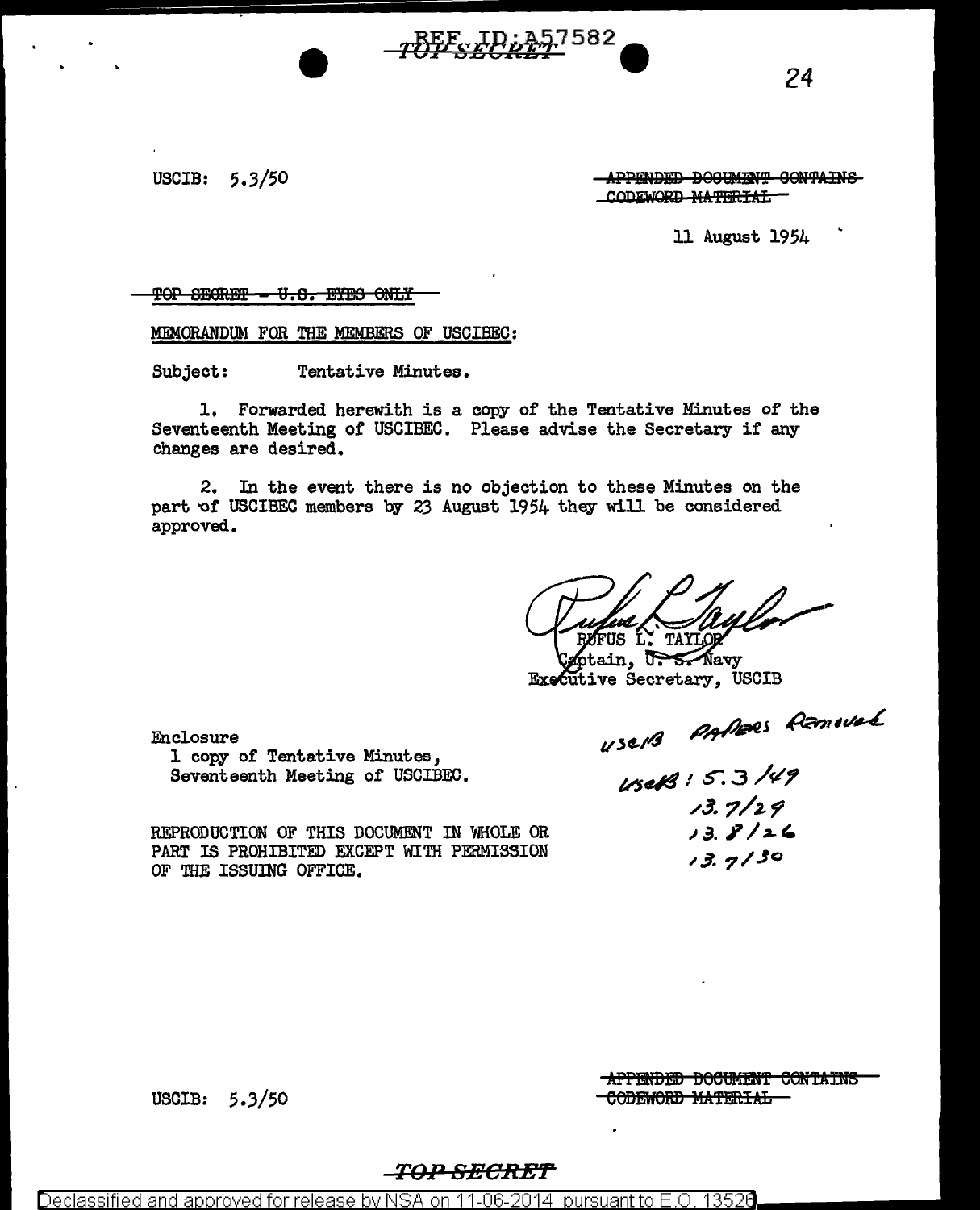REF ID:A57582

TOP SECRET

USCIB: 5.3/50

~~APPENDED DOCUMENT CONTAINS CODEWORD MATERIAL~~

11 August 1954

~~TOP SECRET - U.S. EYES ONLY~~

MEMORANDUM FOR THE MEMBERS OF USCIBEC:

Subject: Tentative Minutes.

1. Forwarded herewith is a copy of the Tentative Minutes of the Seventeenth Meeting of USCIBEC. Please advise the Secretary if any changes are desired.

2. In the event there is no objection to these Minutes on the part of USCIBEC members by 23 August 1954 they will be considered approved.

RUFUS L. TAYLOR
Captain, U. S. Navy
Executive Secretary, USCIB

Enclosure
1 copy of Tentative Minutes,
Seventeenth Meeting of USCIBEC.

USCIB Papers Removed
USCIB: 5.3/49
13.7/29
13.8/26
13.7/30

REPRODUCTION OF THIS DOCUMENT IN WHOLE OR PART IS PROHIBITED EXCEPT WITH PERMISSION OF THE ISSUING OFFICE.

USCIB: 5.3/50

~~APPENDED DOCUMENT CONTAINS CODEWORD MATERIAL~~

~~TOP SECRET~~

Declassified and approved for release by NSA on 11-06-2014 pursuant to E.O. 13526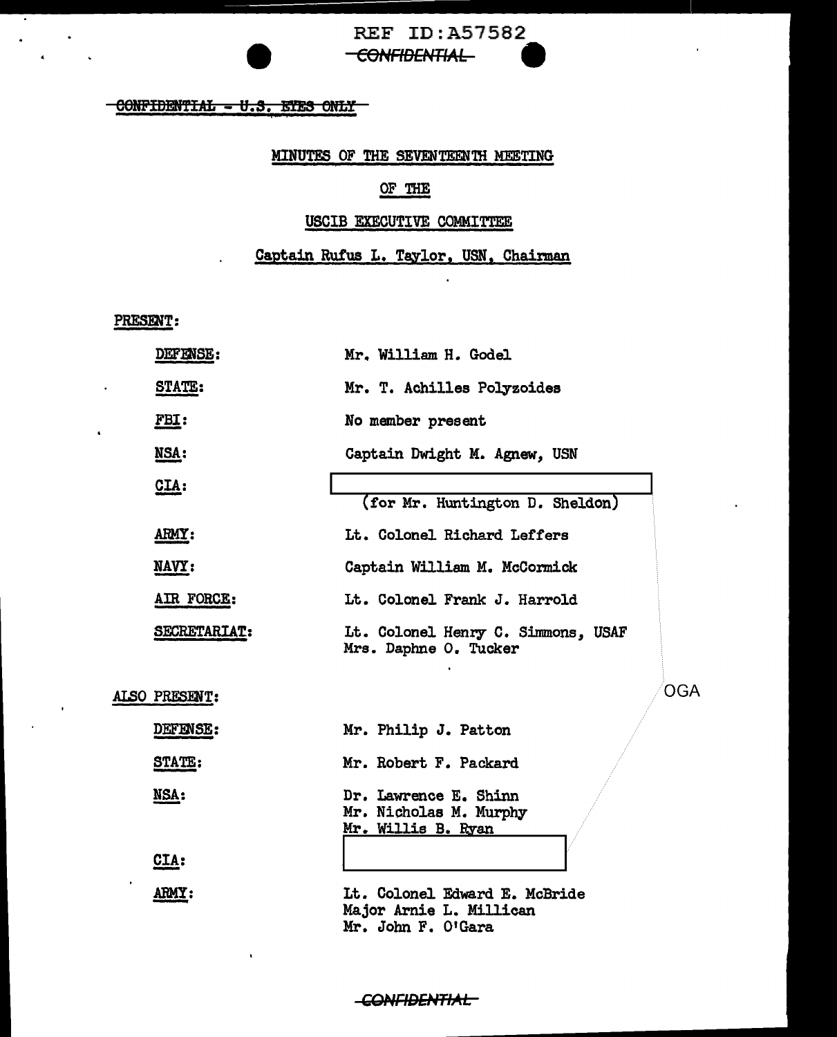REF ID:A57582

~~CONFIDENTIAL~~

~~CONFIDENTIAL - U.S. EYES ONLY~~

MINUTES OF THE SEVENTEENTH MEETING

OF THE

USCIB EXECUTIVE COMMITTEE

Captain Rufus L. Taylor, USN, Chairman

PRESENT:

| | |
|---|---|
| DEFENSE: | Mr. William H. Godel |
| STATE: | Mr. T. Achilles Polyzoides |
| FBI: | No member present |
| NSA: | Captain Dwight M. Agnew, USN |
| CIA: | [redacted] (for Mr. Huntington D. Sheldon) |
| ARMY: | Lt. Colonel Richard Leffers |
| NAVY: | Captain William M. McCormick |
| AIR FORCE: | Lt. Colonel Frank J. Harrold |
| SECRETARIAT: | Lt. Colonel Henry C. Simmons, USAF<br>Mrs. Daphne O. Tucker |

OGA

ALSO PRESENT:

| | |
|---|---|
| DEFENSE: | Mr. Philip J. Patton |
| STATE: | Mr. Robert F. Packard |
| NSA: | Dr. Lawrence E. Shinn<br>Mr. Nicholas M. Murphy<br>Mr. Willis B. Ryan |
| CIA: | [redacted] |
| ARMY: | Lt. Colonel Edward E. McBride<br>Major Arnie L. Millican<br>Mr. John F. O'Gara |

~~CONFIDENTIAL~~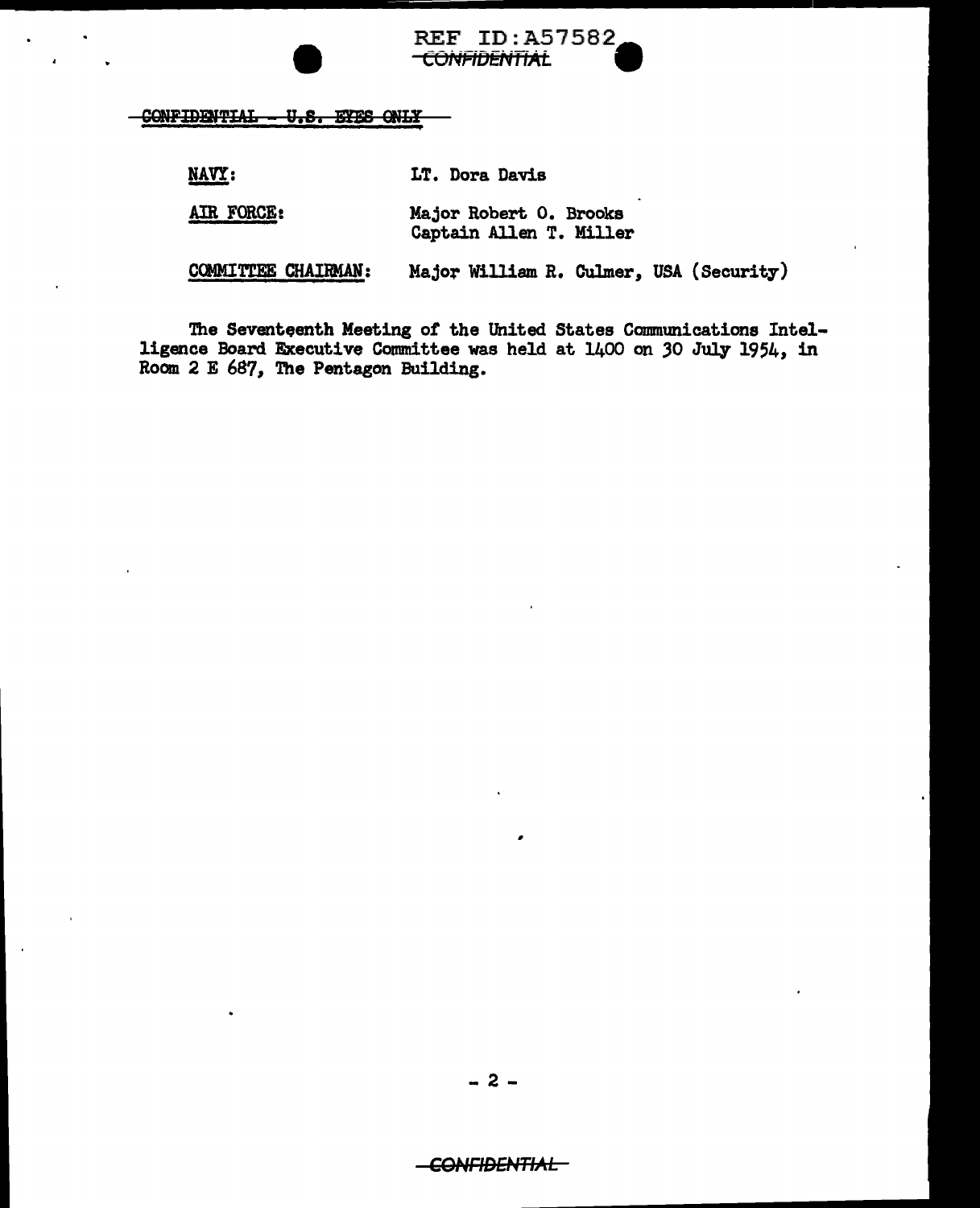REF ID:A57582
~~CONFIDENTIAL~~

~~CONFIDENTIAL - U.S. EYES ONLY~~

| | |
|---|---|
| **NAVY:** | LT. Dora Davis |
| **AIR FORCE:** | Major Robert O. Brooks<br>Captain Allen T. Miller |
| **COMMITTEE CHAIRMAN:** | Major William R. Culmer, USA (Security) |

The Seventeenth Meeting of the United States Communications Intelligence Board Executive Committee was held at 1400 on 30 July 1954, in Room 2 E 687, The Pentagon Building.

~~CONFIDENTIAL~~